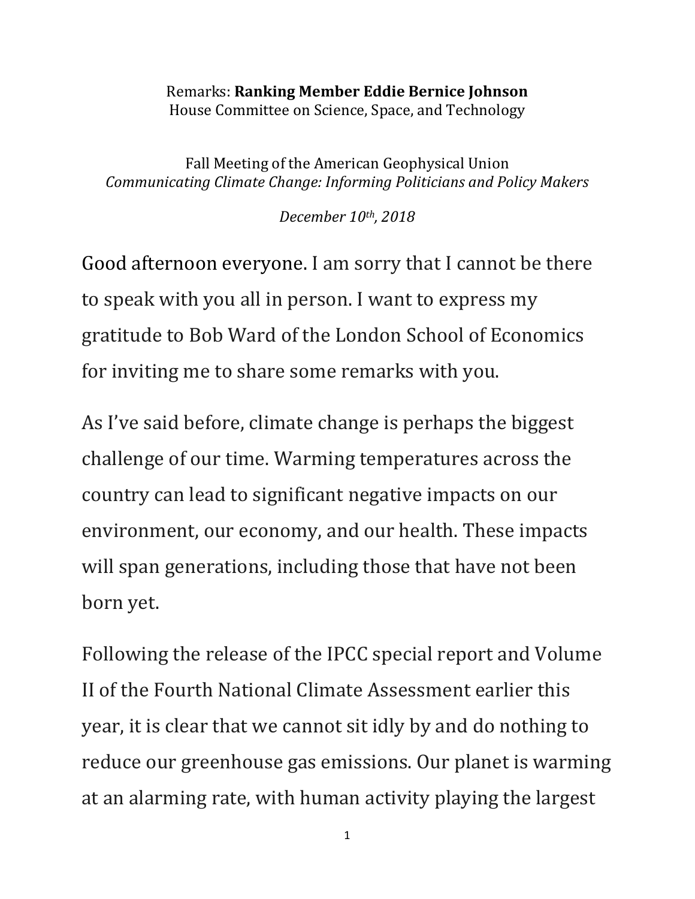Remarks: **Ranking Member Eddie Bernice Johnson**
House Committee on Science, Space, and Technology

Fall Meeting of the American Geophysical Union
*Communicating Climate Change: Informing Politicians and Policy Makers*

*December 10th, 2018*

Good afternoon everyone. I am sorry that I cannot be there to speak with you all in person. I want to express my gratitude to Bob Ward of the London School of Economics for inviting me to share some remarks with you.

As I've said before, climate change is perhaps the biggest challenge of our time. Warming temperatures across the country can lead to significant negative impacts on our environment, our economy, and our health. These impacts will span generations, including those that have not been born yet.

Following the release of the IPCC special report and Volume II of the Fourth National Climate Assessment earlier this year, it is clear that we cannot sit idly by and do nothing to reduce our greenhouse gas emissions. Our planet is warming at an alarming rate, with human activity playing the largest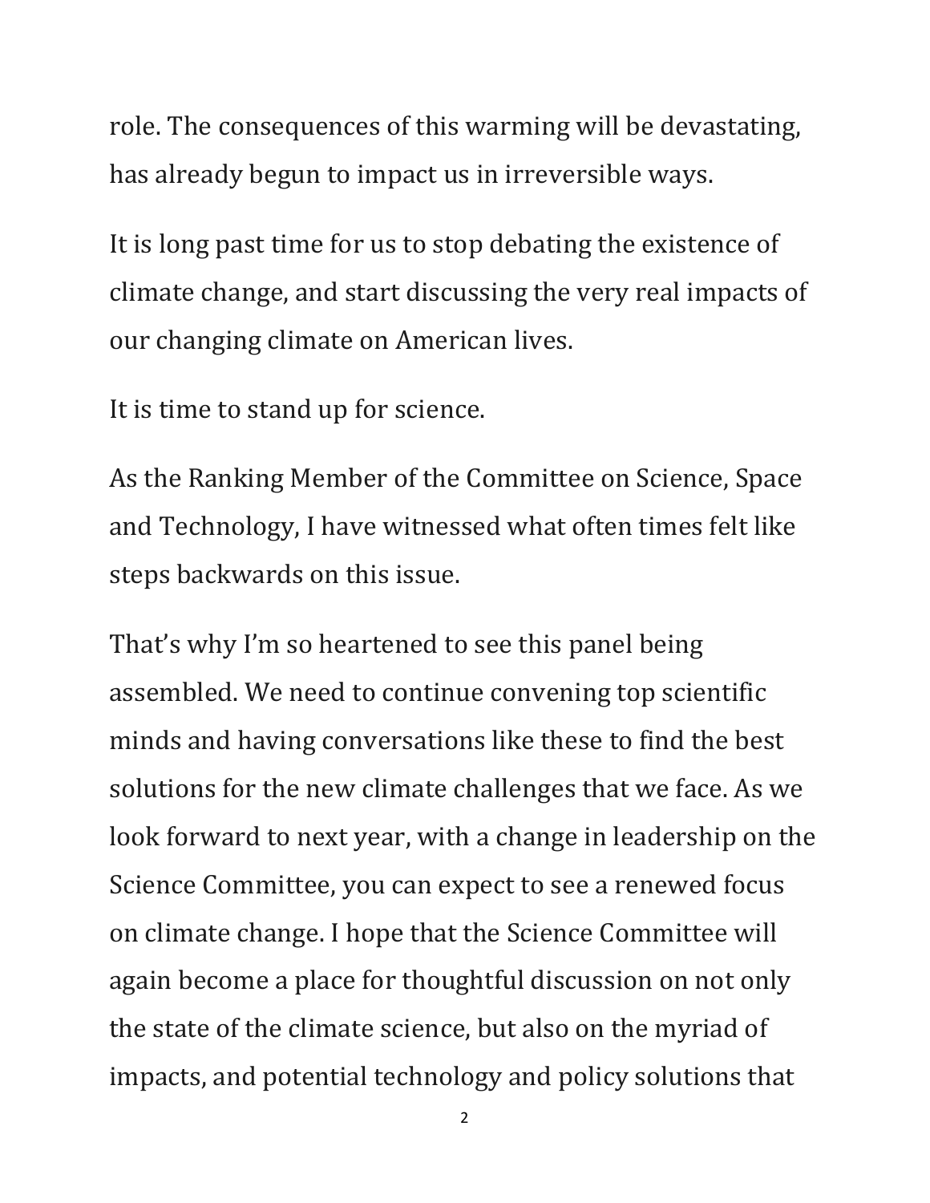role. The consequences of this warming will be devastating, has already begun to impact us in irreversible ways.

It is long past time for us to stop debating the existence of climate change, and start discussing the very real impacts of our changing climate on American lives.

It is time to stand up for science.

As the Ranking Member of the Committee on Science, Space and Technology, I have witnessed what often times felt like steps backwards on this issue.

That's why I'm so heartened to see this panel being assembled. We need to continue convening top scientific minds and having conversations like these to find the best solutions for the new climate challenges that we face. As we look forward to next year, with a change in leadership on the Science Committee, you can expect to see a renewed focus on climate change. I hope that the Science Committee will again become a place for thoughtful discussion on not only the state of the climate science, but also on the myriad of impacts, and potential technology and policy solutions that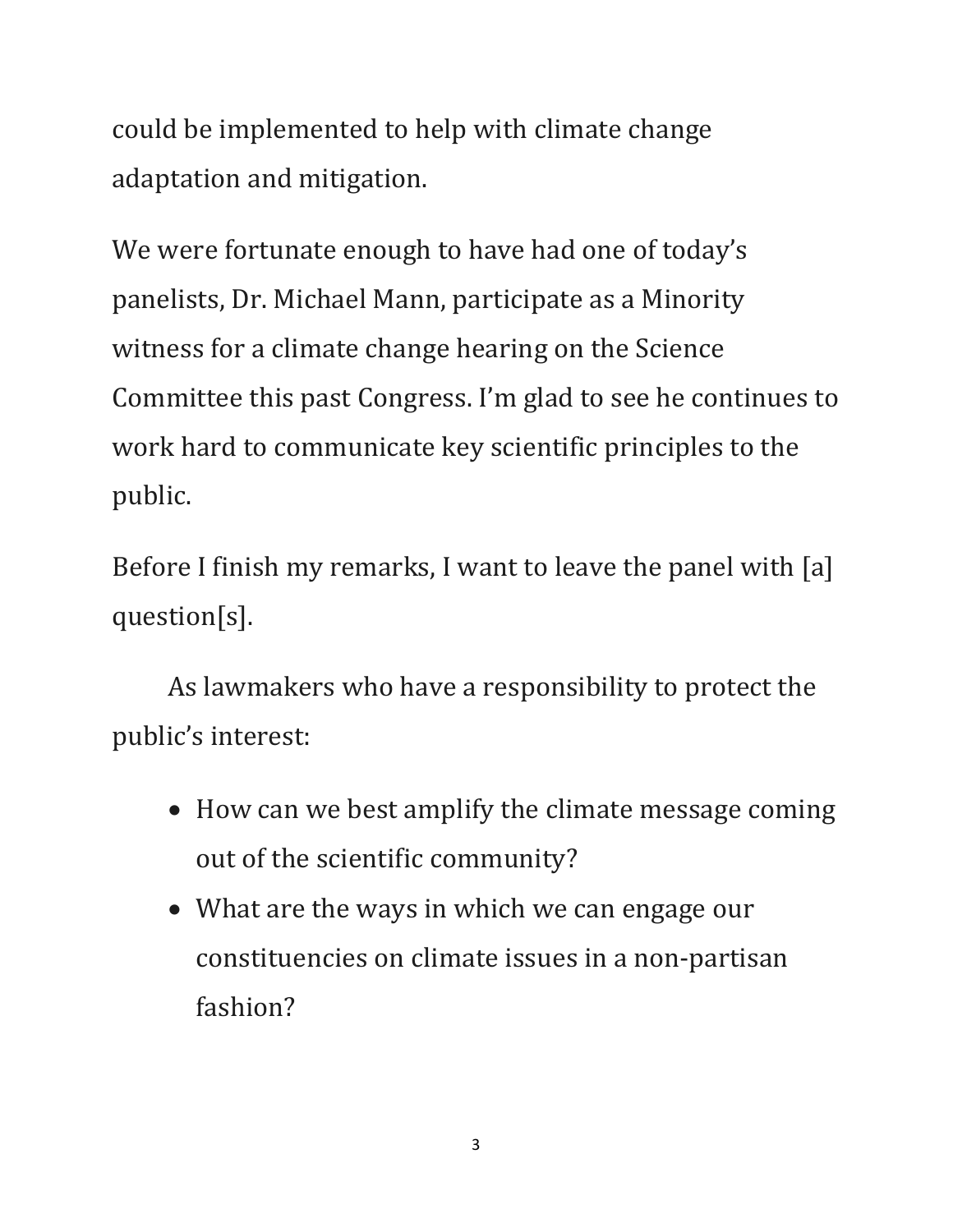could be implemented to help with climate change adaptation and mitigation.

We were fortunate enough to have had one of today's panelists, Dr. Michael Mann, participate as a Minority witness for a climate change hearing on the Science Committee this past Congress. I'm glad to see he continues to work hard to communicate key scientific principles to the public.

Before I finish my remarks, I want to leave the panel with [a] question[s].

As lawmakers who have a responsibility to protect the public's interest:

- How can we best amplify the climate message coming out of the scientific community?
- What are the ways in which we can engage our constituencies on climate issues in a non-partisan fashion?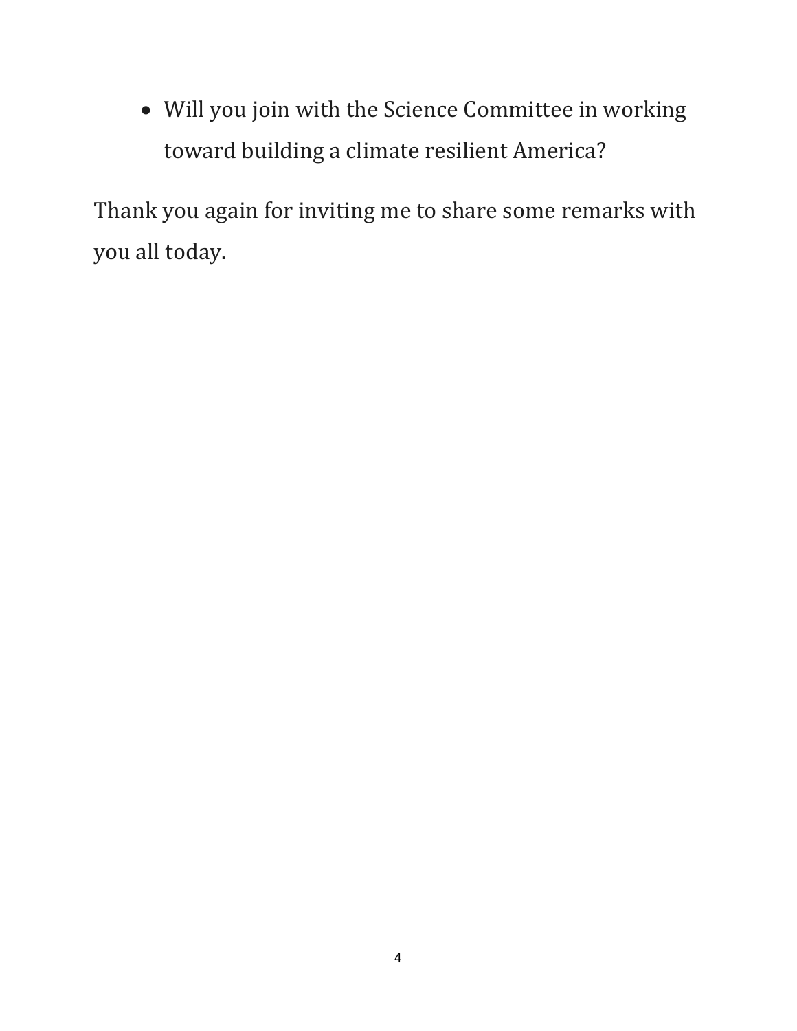- Will you join with the Science Committee in working toward building a climate resilient America?

Thank you again for inviting me to share some remarks with you all today.